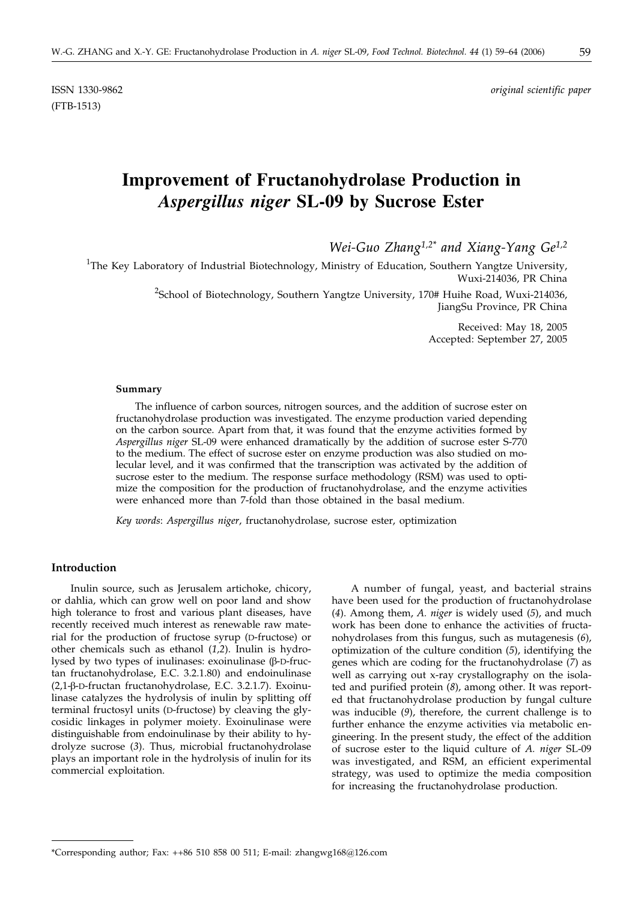ISSN 1330-9862 *original scientific paper*
(FTB-1513)

# Improvement of Fructanohydrolase Production in *Aspergillus niger* SL-09 by Sucrose Ester

*Wei-Guo Zhang*[1,2]* *and Xiang-Yang Ge*[1,2]

[1]The Key Laboratory of Industrial Biotechnology, Ministry of Education, Southern Yangtze University, Wuxi-214036, PR China

[2]School of Biotechnology, Southern Yangtze University, 170# Huihe Road, Wuxi-214036, JiangSu Province, PR China

Received: May 18, 2005
Accepted: September 27, 2005

### Summary

The influence of carbon sources, nitrogen sources, and the addition of sucrose ester on fructanohydrolase production was investigated. The enzyme production varied depending on the carbon source. Apart from that, it was found that the enzyme activities formed by *Aspergillus niger* SL-09 were enhanced dramatically by the addition of sucrose ester S-770 to the medium. The effect of sucrose ester on enzyme production was also studied on molecular level, and it was confirmed that the transcription was activated by the addition of sucrose ester to the medium. The response surface methodology (RSM) was used to optimize the composition for the production of fructanohydrolase, and the enzyme activities were enhanced more than 7-fold than those obtained in the basal medium.

*Key words*: *Aspergillus niger*, fructanohydrolase, sucrose ester, optimization

## Introduction

Inulin source, such as Jerusalem artichoke, chicory, or dahlia, which can grow well on poor land and show high tolerance to frost and various plant diseases, have recently received much interest as renewable raw material for the production of fructose syrup (D-fructose) or other chemicals such as ethanol (*1,2*). Inulin is hydrolysed by two types of inulinases: exoinulinase (β-D-fructan fructanohydrolase, E.C. 3.2.1.80) and endoinulinase (2,1-β-D-fructan fructanohydrolase, E.C. 3.2.1.7). Exoinulinase catalyzes the hydrolysis of inulin by splitting off terminal fructosyl units (D-fructose) by cleaving the glycosidic linkages in polymer moiety. Exoinulinase were distinguishable from endoinulinase by their ability to hydrolyze sucrose (*3*). Thus, microbial fructanohydrolase plays an important role in the hydrolysis of inulin for its commercial exploitation.

A number of fungal, yeast, and bacterial strains have been used for the production of fructanohydrolase (*4*). Among them, *A. niger* is widely used (*5*), and much work has been done to enhance the activities of fructanohydrolases from this fungus, such as mutagenesis (*6*), optimization of the culture condition (*5*), identifying the genes which are coding for the fructanohydrolase (*7*) as well as carrying out x-ray crystallography on the isolated and purified protein (*8*), among other. It was reported that fructanohydrolase production by fungal culture was inducible (*9*), therefore, the current challenge is to further enhance the enzyme activities via metabolic engineering. In the present study, the effect of the addition of sucrose ester to the liquid culture of *A. niger* SL-09 was investigated, and RSM, an efficient experimental strategy, was used to optimize the media composition for increasing the fructanohydrolase production.

*Corresponding author; Fax: ++86 510 858 00 511; E-mail: zhangwg168@126.com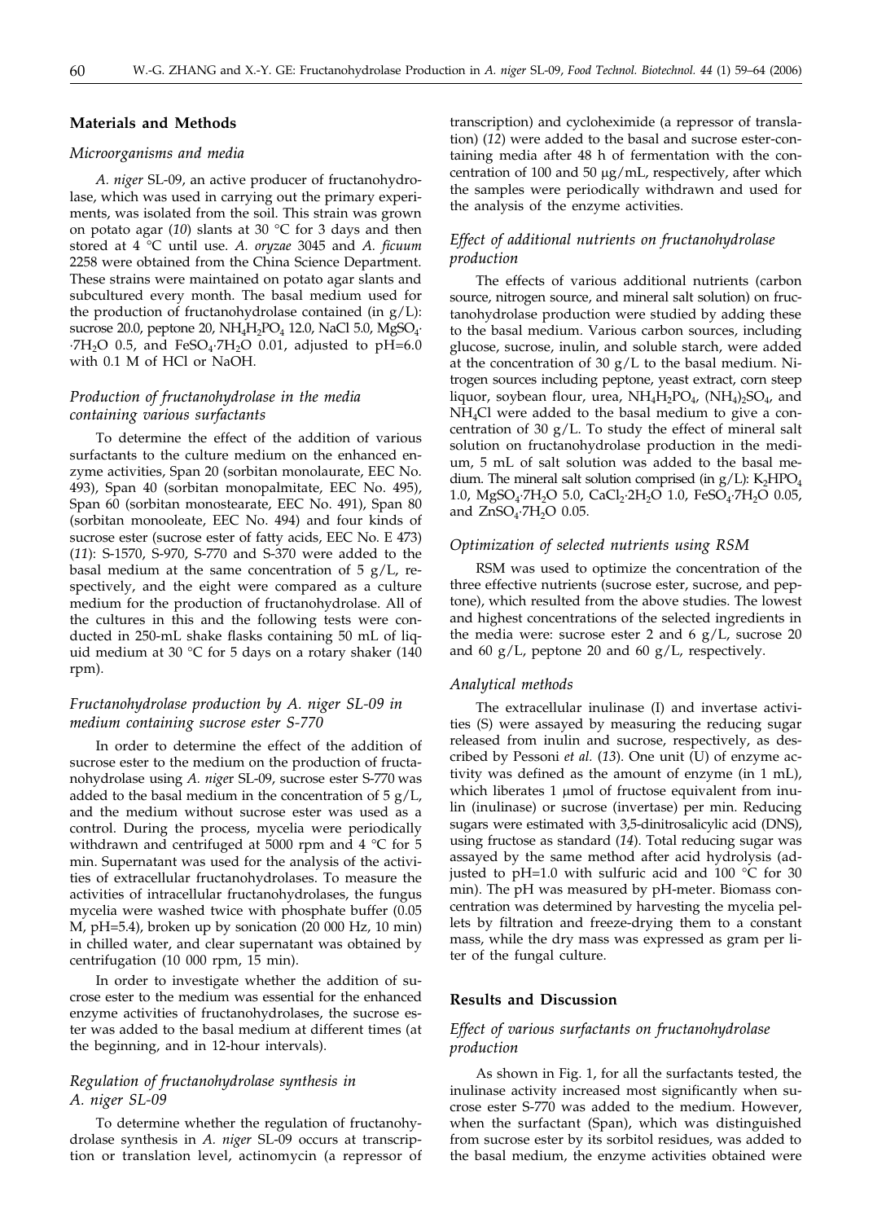## Materials and Methods

### *Microorganisms and media*

*A. niger* SL-09, an active producer of fructanohydrolase, which was used in carrying out the primary experiments, was isolated from the soil. This strain was grown on potato agar (*10*) slants at 30 °C for 3 days and then stored at 4 °C until use. *A. oryzae* 3045 and *A. ficuum* 2258 were obtained from the China Science Department. These strains were maintained on potato agar slants and subcultured every month. The basal medium used for the production of fructanohydrolase contained (in g/L): sucrose 20.0, peptone 20, $NH_4H_2PO_4$ 12.0, NaCl 5.0, $MgSO_4{\cdot}7H_2O$ 0.5, and $FeSO_4{\cdot}7H_2O$ 0.01, adjusted to pH=6.0 with 0.1 M of HCl or NaOH.

### *Production of fructanohydrolase in the media containing various surfactants*

To determine the effect of the addition of various surfactants to the culture medium on the enhanced enzyme activities, Span 20 (sorbitan monolaurate, EEC No. 493), Span 40 (sorbitan monopalmitate, EEC No. 495), Span 60 (sorbitan monostearate, EEC No. 491), Span 80 (sorbitan monooleate, EEC No. 494) and four kinds of sucrose ester (sucrose ester of fatty acids, EEC No. E 473) (*11*): S-1570, S-970, S-770 and S-370 were added to the basal medium at the same concentration of 5 g/L, respectively, and the eight were compared as a culture medium for the production of fructanohydrolase. All of the cultures in this and the following tests were conducted in 250-mL shake flasks containing 50 mL of liquid medium at 30 °C for 5 days on a rotary shaker (140 rpm).

### *Fructanohydrolase production by A. niger SL-09 in medium containing sucrose ester S-770*

In order to determine the effect of the addition of sucrose ester to the medium on the production of fructanohydrolase using *A. niger* SL-09, sucrose ester S-770 was added to the basal medium in the concentration of 5 g/L, and the medium without sucrose ester was used as a control. During the process, mycelia were periodically withdrawn and centrifuged at 5000 rpm and 4 °C for 5 min. Supernatant was used for the analysis of the activities of extracellular fructanohydrolases. To measure the activities of intracellular fructanohydrolases, the fungus mycelia were washed twice with phosphate buffer (0.05 M, pH=5.4), broken up by sonication (20 000 Hz, 10 min) in chilled water, and clear supernatant was obtained by centrifugation (10 000 rpm, 15 min).

In order to investigate whether the addition of sucrose ester to the medium was essential for the enhanced enzyme activities of fructanohydrolases, the sucrose ester was added to the basal medium at different times (at the beginning, and in 12-hour intervals).

### *Regulation of fructanohydrolase synthesis in A. niger SL-09*

To determine whether the regulation of fructanohydrolase synthesis in *A. niger* SL-09 occurs at transcription or translation level, actinomycin (a repressor of transcription) and cycloheximide (a repressor of translation) (*12*) were added to the basal and sucrose ester-containing media after 48 h of fermentation with the concentration of 100 and 50 μg/mL, respectively, after which the samples were periodically withdrawn and used for the analysis of the enzyme activities.

### *Effect of additional nutrients on fructanohydrolase production*

The effects of various additional nutrients (carbon source, nitrogen source, and mineral salt solution) on fructanohydrolase production were studied by adding these to the basal medium. Various carbon sources, including glucose, sucrose, inulin, and soluble starch, were added at the concentration of 30 g/L to the basal medium. Nitrogen sources including peptone, yeast extract, corn steep liquor, soybean flour, urea, $NH_4H_2PO_4$, $(NH_4)_2SO_4$, and $NH_4Cl$ were added to the basal medium to give a concentration of 30 g/L. To study the effect of mineral salt solution on fructanohydrolase production in the medium, 5 mL of salt solution was added to the basal medium. The mineral salt solution comprised (in g/L): $K_2HPO_4$ 1.0, $MgSO_4{\cdot}7H_2O$ 5.0, $CaCl_2{\cdot}2H_2O$ 1.0, $FeSO_4{\cdot}7H_2O$ 0.05, and $ZnSO_4{\cdot}7H_2O$ 0.05.

### *Optimization of selected nutrients using RSM*

RSM was used to optimize the concentration of the three effective nutrients (sucrose ester, sucrose, and peptone), which resulted from the above studies. The lowest and highest concentrations of the selected ingredients in the media were: sucrose ester 2 and 6 g/L, sucrose 20 and 60 g/L, peptone 20 and 60 g/L, respectively.

### *Analytical methods*

The extracellular inulinase (I) and invertase activities (S) were assayed by measuring the reducing sugar released from inulin and sucrose, respectively, as described by Pessoni *et al.* (*13*). One unit (U) of enzyme activity was defined as the amount of enzyme (in 1 mL), which liberates 1 μmol of fructose equivalent from inulin (inulinase) or sucrose (invertase) per min. Reducing sugars were estimated with 3,5-dinitrosalicylic acid (DNS), using fructose as standard (*14*). Total reducing sugar was assayed by the same method after acid hydrolysis (adjusted to pH=1.0 with sulfuric acid and 100 °C for 30 min). The pH was measured by pH-meter. Biomass concentration was determined by harvesting the mycelia pellets by filtration and freeze-drying them to a constant mass, while the dry mass was expressed as gram per liter of the fungal culture.

## Results and Discussion

### *Effect of various surfactants on fructanohydrolase production*

As shown in Fig. 1, for all the surfactants tested, the inulinase activity increased most significantly when sucrose ester S-770 was added to the medium. However, when the surfactant (Span), which was distinguished from sucrose ester by its sorbitol residues, was added to the basal medium, the enzyme activities obtained were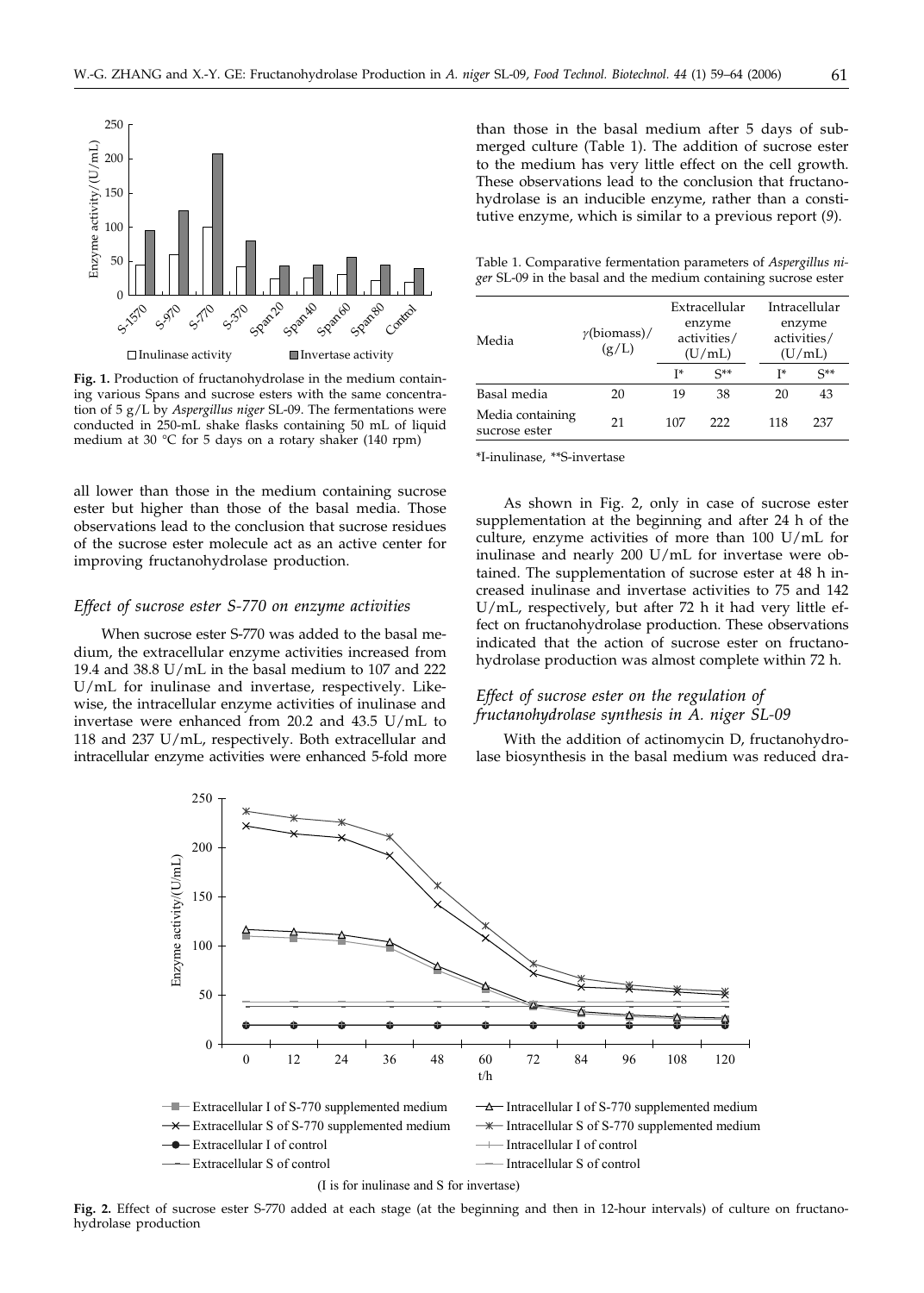**Fig. 1.** Production of fructanohydrolase in the medium containing various Spans and sucrose esters with the same concentration of 5 g/L by *Aspergillus niger* SL-09. The fermentations were conducted in 250-mL shake flasks containing 50 mL of liquid medium at 30 °C for 5 days on a rotary shaker (140 rpm)

all lower than those in the medium containing sucrose ester but higher than those of the basal media. Those observations lead to the conclusion that sucrose residues of the sucrose ester molecule act as an active center for improving fructanohydrolase production.

### *Effect of sucrose ester S-770 on enzyme activities*

When sucrose ester S-770 was added to the basal medium, the extracellular enzyme activities increased from 19.4 and 38.8 U/mL in the basal medium to 107 and 222 U/mL for inulinase and invertase, respectively. Likewise, the intracellular enzyme activities of inulinase and invertase were enhanced from 20.2 and 43.5 U/mL to 118 and 237 U/mL, respectively. Both extracellular and intracellular enzyme activities were enhanced 5-fold more than those in the basal medium after 5 days of submerged culture (Table 1). The addition of sucrose ester to the medium has very little effect on the cell growth. These observations lead to the conclusion that fructanohydrolase is an inducible enzyme, rather than a constitutive enzyme, which is similar to a previous report (*9*).

Table 1. Comparative fermentation parameters of *Aspergillus niger* SL-09 in the basal and the medium containing sucrose ester

| Media | $\gamma$(biomass)/(g/L) | Extracellular enzyme activities/(U/mL) | | Intracellular enzyme activities/(U/mL) | |
|---|---|---|---|---|---|
| | | I* | S** | I* | S** |
| Basal media | 20 | 19 | 38 | 20 | 43 |
| Media containing sucrose ester | 21 | 107 | 222 | 118 | 237 |

*I-inulinase, **S-invertase

As shown in Fig. 2, only in case of sucrose ester supplementation at the beginning and after 24 h of the culture, enzyme activities of more than 100 U/mL for inulinase and nearly 200 U/mL for invertase were obtained. The supplementation of sucrose ester at 48 h increased inulinase and invertase activities to 75 and 142 U/mL, respectively, but after 72 h it had very little effect on fructanohydrolase production. These observations indicated that the action of sucrose ester on fructanohydrolase production was almost complete within 72 h.

### *Effect of sucrose ester on the regulation of fructanohydrolase synthesis in A. niger SL-09*

With the addition of actinomycin D, fructanohydrolase biosynthesis in the basal medium was reduced dra-

(I is for inulinase and S for invertase)

**Fig. 2.** Effect of sucrose ester S-770 added at each stage (at the beginning and then in 12-hour intervals) of culture on fructanohydrolase production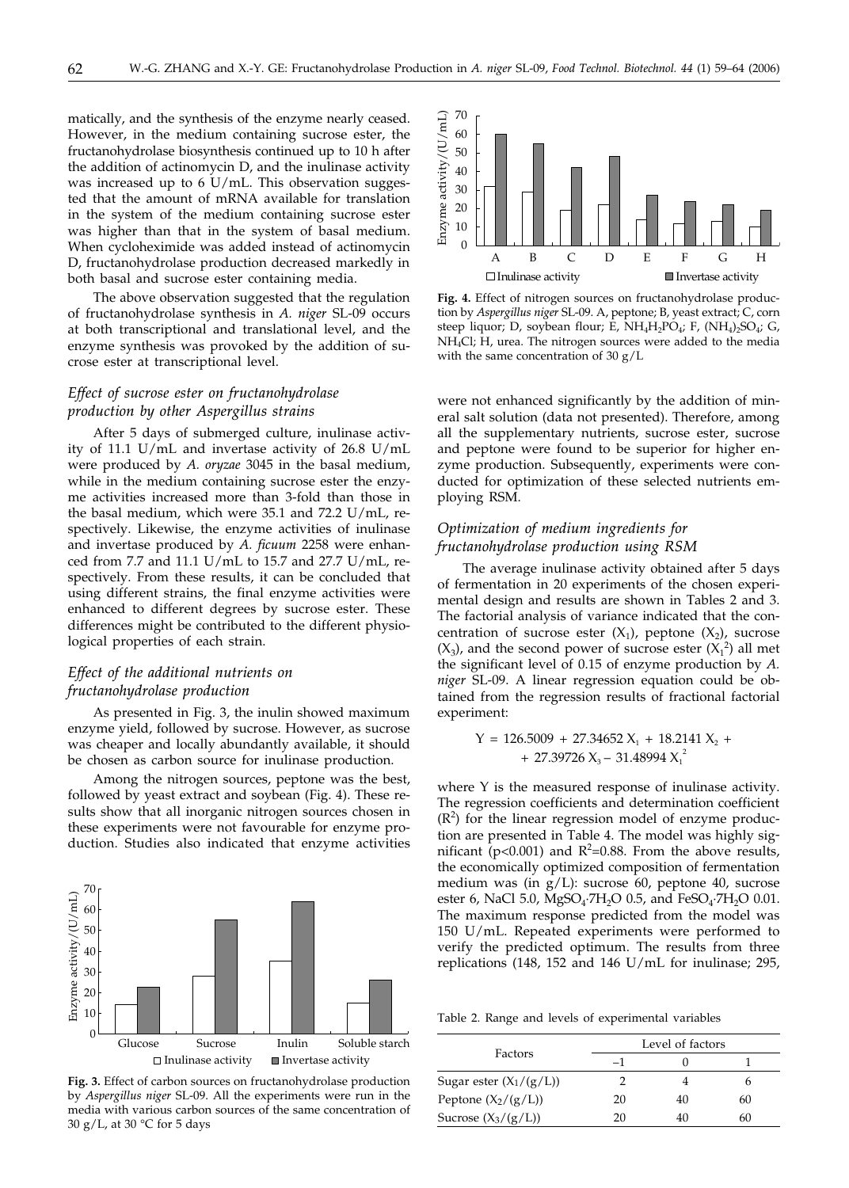matically, and the synthesis of the enzyme nearly ceased. However, in the medium containing sucrose ester, the fructanohydrolase biosynthesis continued up to 10 h after the addition of actinomycin D, and the inulinase activity was increased up to 6 U/mL. This observation suggested that the amount of mRNA available for translation in the system of the medium containing sucrose ester was higher than that in the system of basal medium. When cycloheximide was added instead of actinomycin D, fructanohydrolase production decreased markedly in both basal and sucrose ester containing media.

The above observation suggested that the regulation of fructanohydrolase synthesis in *A. niger* SL-09 occurs at both transcriptional and translational level, and the enzyme synthesis was provoked by the addition of sucrose ester at transcriptional level.

### *Effect of sucrose ester on fructanohydrolase production by other Aspergillus strains*

After 5 days of submerged culture, inulinase activity of 11.1 U/mL and invertase activity of 26.8 U/mL were produced by *A. oryzae* 3045 in the basal medium, while in the medium containing sucrose ester the enzyme activities increased more than 3-fold than those in the basal medium, which were 35.1 and 72.2 U/mL, respectively. Likewise, the enzyme activities of inulinase and invertase produced by *A. ficuum* 2258 were enhanced from 7.7 and 11.1 U/mL to 15.7 and 27.7 U/mL, respectively. From these results, it can be concluded that using different strains, the final enzyme activities were enhanced to different degrees by sucrose ester. These differences might be contributed to the different physiological properties of each strain.

### *Effect of the additional nutrients on fructanohydrolase production*

As presented in Fig. 3, the inulin showed maximum enzyme yield, followed by sucrose. However, as sucrose was cheaper and locally abundantly available, it should be chosen as carbon source for inulinase production.

Among the nitrogen sources, peptone was the best, followed by yeast extract and soybean (Fig. 4). These results show that all inorganic nitrogen sources chosen in these experiments were not favourable for enzyme production. Studies also indicated that enzyme activities were not enhanced significantly by the addition of mineral salt solution (data not presented). Therefore, among all the supplementary nutrients, sucrose ester, sucrose and peptone were found to be superior for higher enzyme production. Subsequently, experiments were conducted for optimization of these selected nutrients employing RSM.

**Fig. 3.** Effect of carbon sources on fructanohydrolase production by *Aspergillus niger* SL-09. All the experiments were run in the media with various carbon sources of the same concentration of 30 g/L, at 30 °C for 5 days

**Fig. 4.** Effect of nitrogen sources on fructanohydrolase production by *Aspergillus niger* SL-09. A, peptone; B, yeast extract; C, corn steep liquor; D, soybean flour; E, $NH_4H_2PO_4$; F, $(NH_4)_2SO_4$; G, $NH_4Cl$; H, urea. The nitrogen sources were added to the media with the same concentration of 30 g/L

### *Optimization of medium ingredients for fructanohydrolase production using RSM*

The average inulinase activity obtained after 5 days of fermentation in 20 experiments of the chosen experimental design and results are shown in Tables 2 and 3. The factorial analysis of variance indicated that the concentration of sucrose ester ($X_1$), peptone ($X_2$), sucrose ($X_3$), and the second power of sucrose ester ($X_1^2$) all met the significant level of 0.15 of enzyme production by *A. niger* SL-09. A linear regression equation could be obtained from the regression results of fractional factorial experiment:

$$Y = 126.5009 + 27.34652\, X_1 + 18.2141\, X_2 + 27.39726\, X_3 - 31.48994\, X_1^2$$

where Y is the measured response of inulinase activity. The regression coefficients and determination coefficient ($R^2$) for the linear regression model of enzyme production are presented in Table 4. The model was highly significant ($p<0.001$) and $R^2=0.88$. From the above results, the economically optimized composition of fermentation medium was (in g/L): sucrose 60, peptone 40, sucrose ester 6, NaCl 5.0, $MgSO_4\cdot 7H_2O$ 0.5, and $FeSO_4\cdot 7H_2O$ 0.01. The maximum response predicted from the model was 150 U/mL. Repeated experiments were performed to verify the predicted optimum. The results from three replications (148, 152 and 146 U/mL for inulinase; 295,

Table 2. Range and levels of experimental variables

| Factors | Level of factors | | |
|---|---|---|---|
| | −1 | 0 | 1 |
| Sugar ester ($X_1$/(g/L)) | 2 | 4 | 6 |
| Peptone ($X_2$/(g/L)) | 20 | 40 | 60 |
| Sucrose ($X_3$/(g/L)) | 20 | 40 | 60 |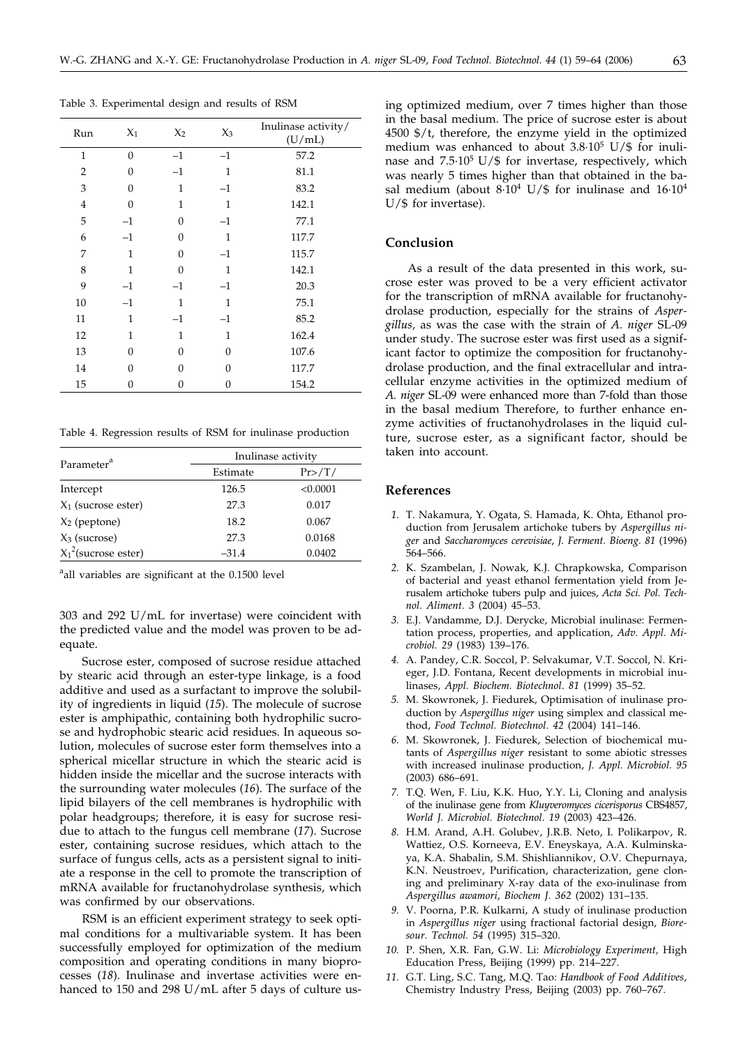Table 3. Experimental design and results of RSM

| Run | $X_1$ | $X_2$ | $X_3$ | Inulinase activity/ (U/mL) |
|---|---|---|---|---|
| 1 | 0 | –1 | –1 | 57.2 |
| 2 | 0 | –1 | 1 | 81.1 |
| 3 | 0 | 1 | –1 | 83.2 |
| 4 | 0 | 1 | 1 | 142.1 |
| 5 | –1 | 0 | –1 | 77.1 |
| 6 | –1 | 0 | 1 | 117.7 |
| 7 | 1 | 0 | –1 | 115.7 |
| 8 | 1 | 0 | 1 | 142.1 |
| 9 | –1 | –1 | –1 | 20.3 |
| 10 | –1 | 1 | 1 | 75.1 |
| 11 | 1 | –1 | –1 | 85.2 |
| 12 | 1 | 1 | 1 | 162.4 |
| 13 | 0 | 0 | 0 | 107.6 |
| 14 | 0 | 0 | 0 | 117.7 |
| 15 | 0 | 0 | 0 | 154.2 |

Table 4. Regression results of RSM for inulinase production

| Parameter[a] | Inulinase activity | |
|---|---|---|
| | Estimate | Pr>/T/ |
| Intercept | 126.5 | <0.0001 |
| $X_1$ (sucrose ester) | 27.3 | 0.017 |
| $X_2$ (peptone) | 18.2 | 0.067 |
| $X_3$ (sucrose) | 27.3 | 0.0168 |
| $X_1^2$(sucrose ester) | –31.4 | 0.0402 |

[a]all variables are significant at the 0.1500 level

303 and 292 U/mL for invertase) were coincident with the predicted value and the model was proven to be adequate.

Sucrose ester, composed of sucrose residue attached by stearic acid through an ester-type linkage, is a food additive and used as a surfactant to improve the solubility of ingredients in liquid (*15*). The molecule of sucrose ester is amphipathic, containing both hydrophilic sucrose and hydrophobic stearic acid residues. In aqueous solution, molecules of sucrose ester form themselves into a spherical micellar structure in which the stearic acid is hidden inside the micellar and the sucrose interacts with the surrounding water molecules (*16*). The surface of the lipid bilayers of the cell membranes is hydrophilic with polar headgroups; therefore, it is easy for sucrose residue to attach to the fungus cell membrane (*17*). Sucrose ester, containing sucrose residues, which attach to the surface of fungus cells, acts as a persistent signal to initiate a response in the cell to promote the transcription of mRNA available for fructanohydrolase synthesis, which was confirmed by our observations.

RSM is an efficient experiment strategy to seek optimal conditions for a multivariable system. It has been successfully employed for optimization of the medium composition and operating conditions in many bioprocesses (*18*). Inulinase and invertase activities were enhanced to 150 and 298 U/mL after 5 days of culture using optimized medium, over 7 times higher than those in the basal medium. The price of sucrose ester is about 4500 $/t, therefore, the enzyme yield in the optimized medium was enhanced to about $3.8 \cdot 10^5$ U/$ for inulinase and $7.5 \cdot 10^5$ U/$ for invertase, respectively, which was nearly 5 times higher than that obtained in the basal medium (about $8 \cdot 10^4$ U/$ for inulinase and $16 \cdot 10^4$ U/$ for invertase).

## Conclusion

As a result of the data presented in this work, sucrose ester was proved to be a very efficient activator for the transcription of mRNA available for fructanohydrolase production, especially for the strains of *Aspergillus*, as was the case with the strain of *A. niger* SL-09 under study. The sucrose ester was first used as a significant factor to optimize the composition for fructanohydrolase production, and the final extracellular and intracellular enzyme activities in the optimized medium of *A. niger* SL-09 were enhanced more than 7-fold than those in the basal medium Therefore, to further enhance enzyme activities of fructanohydrolases in the liquid culture, sucrose ester, as a significant factor, should be taken into account.

## References

1. T. Nakamura, Y. Ogata, S. Hamada, K. Ohta, Ethanol production from Jerusalem artichoke tubers by *Aspergillus niger* and *Saccharomyces cerevisiae*, *J. Ferment. Bioeng. 81* (1996) 564–566.
2. K. Szambelan, J. Nowak, K.J. Chrapkowska, Comparison of bacterial and yeast ethanol fermentation yield from Jerusalem artichoke tubers pulp and juices, *Acta Sci. Pol. Technol. Aliment. 3* (2004) 45–53.
3. E.J. Vandamme, D.J. Derycke, Microbial inulinase: Fermentation process, properties, and application, *Adv. Appl. Microbiol. 29* (1983) 139–176.
4. A. Pandey, C.R. Soccol, P. Selvakumar, V.T. Soccol, N. Krieger, J.D. Fontana, Recent developments in microbial inulinases, *Appl. Biochem. Biotechnol. 81* (1999) 35–52.
5. M. Skowronek, J. Fiedurek, Optimisation of inulinase production by *Aspergillus niger* using simplex and classical method, *Food Technol. Biotechnol. 42* (2004) 141–146.
6. M. Skowronek, J. Fiedurek, Selection of biochemical mutants of *Aspergillus niger* resistant to some abiotic stresses with increased inulinase production, *J. Appl. Microbiol. 95* (2003) 686–691.
7. T.Q. Wen, F. Liu, K.K. Huo, Y.Y. Li, Cloning and analysis of the inulinase gene from *Kluyveromyces cicerisporus* CBS4857, *World J. Microbiol. Biotechnol. 19* (2003) 423–426.
8. H.M. Arand, A.H. Golubev, J.R.B. Neto, I. Polikarpov, R. Wattiez, O.S. Korneeva, E.V. Eneyskaya, A.A. Kulminskaya, K.A. Shabalin, S.M. Shishliannikov, O.V. Chepurnaya, K.N. Neustroev, Purification, characterization, gene cloning and preliminary X-ray data of the exo-inulinase from *Aspergillus awamori*, *Biochem J. 362* (2002) 131–135.
9. V. Poorna, P.R. Kulkarni, A study of inulinase production in *Aspergillus niger* using fractional factorial design, *Bioresour. Technol. 54* (1995) 315–320.
10. P. Shen, X.R. Fan, G.W. Li: *Microbiology Experiment*, High Education Press, Beijing (1999) pp. 214–227.
11. G.T. Ling, S.C. Tang, M.Q. Tao: *Handbook of Food Additives*, Chemistry Industry Press, Beijing (2003) pp. 760–767.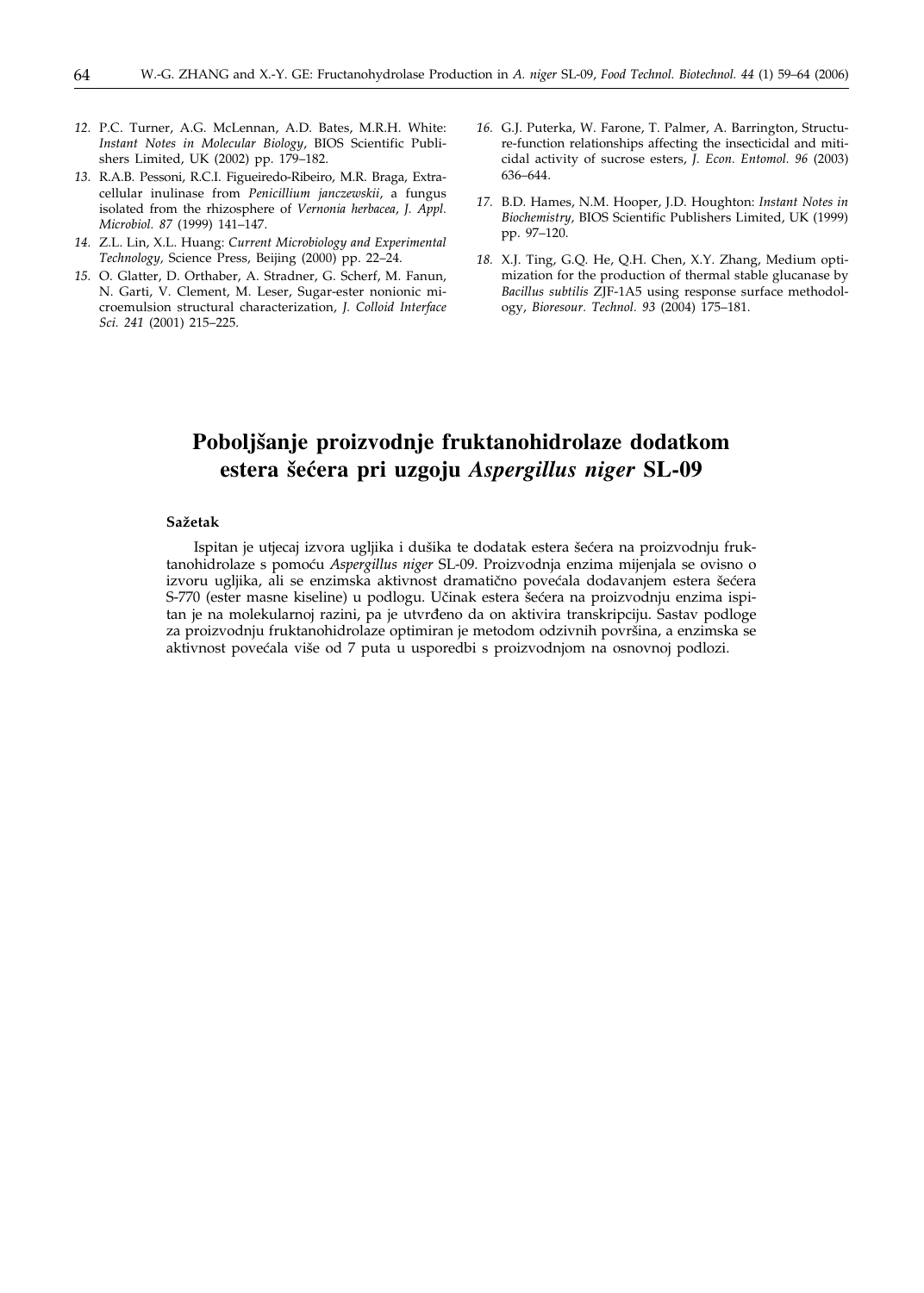12. P.C. Turner, A.G. McLennan, A.D. Bates, M.R.H. White: *Instant Notes in Molecular Biology*, BIOS Scientific Publishers Limited, UK (2002) pp. 179–182.
13. R.A.B. Pessoni, R.C.I. Figueiredo-Ribeiro, M.R. Braga, Extracellular inulinase from *Penicillium janczewskii*, a fungus isolated from the rhizosphere of *Vernonia herbacea*, *J. Appl. Microbiol. 87* (1999) 141–147.
14. Z.L. Lin, X.L. Huang: *Current Microbiology and Experimental Technology*, Science Press, Beijing (2000) pp. 22–24.
15. O. Glatter, D. Orthaber, A. Stradner, G. Scherf, M. Fanun, N. Garti, V. Clement, M. Leser, Sugar-ester nonionic microemulsion structural characterization, *J. Colloid Interface Sci. 241* (2001) 215–225.
16. G.J. Puterka, W. Farone, T. Palmer, A. Barrington, Structure-function relationships affecting the insecticidal and miticidal activity of sucrose esters, *J. Econ. Entomol. 96* (2003) 636–644.
17. B.D. Hames, N.M. Hooper, J.D. Houghton: *Instant Notes in Biochemistry*, BIOS Scientific Publishers Limited, UK (1999) pp. 97–120.
18. X.J. Ting, G.Q. He, Q.H. Chen, X.Y. Zhang, Medium optimization for the production of thermal stable glucanase by *Bacillus subtilis* ZJF-1A5 using response surface methodology, *Bioresour. Technol. 93* (2004) 175–181.

# Poboljšanje proizvodnje fruktanohidrolaze dodatkom estera šećera pri uzgoju *Aspergillus niger* SL-09

### Sažetak

Ispitan je utjecaj izvora ugljika i dušika te dodatak estera šećera na proizvodnju fruktanohidrolaze s pomoću *Aspergillus niger* SL-09. Proizvodnja enzima mijenjala se ovisno o izvoru ugljika, ali se enzimska aktivnost dramatično povećala dodavanjem estera šećera S-770 (ester masne kiseline) u podlogu. Učinak estera šećera na proizvodnju enzima ispitan je na molekularnoj razini, pa je utvrđeno da on aktivira transkripciju. Sastav podloge za proizvodnju fruktanohidrolaze optimiran je metodom odzivnih površina, a enzimska se aktivnost povećala više od 7 puta u usporedbi s proizvodnjom na osnovnoj podlozi.